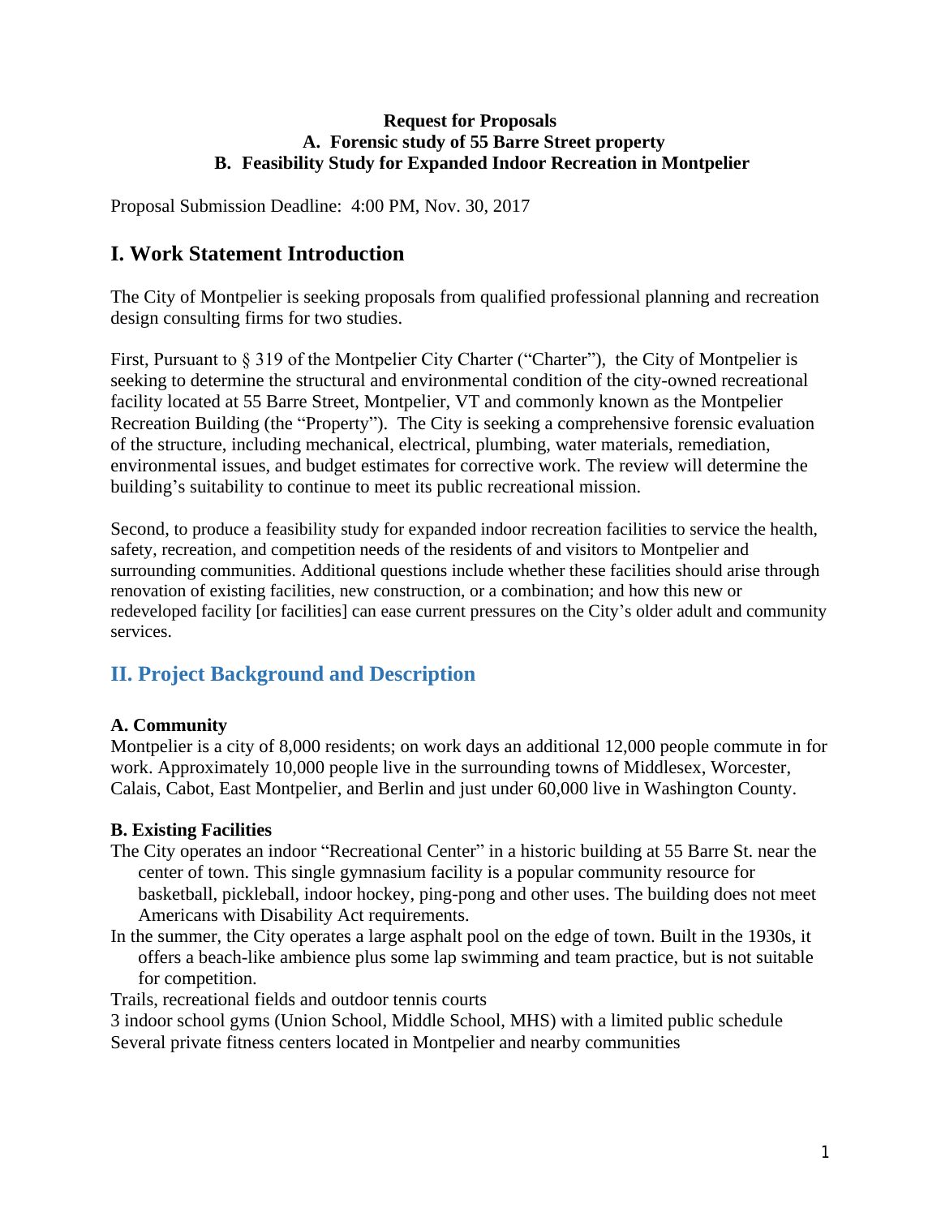**Request for Proposals**
**A. Forensic study of 55 Barre Street property**
**B. Feasibility Study for Expanded Indoor Recreation in Montpelier**

Proposal Submission Deadline: 4:00 PM, Nov. 30, 2017

## I. Work Statement Introduction

The City of Montpelier is seeking proposals from qualified professional planning and recreation design consulting firms for two studies.

First, Pursuant to § 319 of the Montpelier City Charter ("Charter"), the City of Montpelier is seeking to determine the structural and environmental condition of the city-owned recreational facility located at 55 Barre Street, Montpelier, VT and commonly known as the Montpelier Recreation Building (the "Property"). The City is seeking a comprehensive forensic evaluation of the structure, including mechanical, electrical, plumbing, water materials, remediation, environmental issues, and budget estimates for corrective work. The review will determine the building's suitability to continue to meet its public recreational mission.

Second, to produce a feasibility study for expanded indoor recreation facilities to service the health, safety, recreation, and competition needs of the residents of and visitors to Montpelier and surrounding communities. Additional questions include whether these facilities should arise through renovation of existing facilities, new construction, or a combination; and how this new or redeveloped facility [or facilities] can ease current pressures on the City's older adult and community services.

## II. Project Background and Description

### A. Community

Montpelier is a city of 8,000 residents; on work days an additional 12,000 people commute in for work. Approximately 10,000 people live in the surrounding towns of Middlesex, Worcester, Calais, Cabot, East Montpelier, and Berlin and just under 60,000 live in Washington County.

### B. Existing Facilities

The City operates an indoor "Recreational Center" in a historic building at 55 Barre St. near the center of town. This single gymnasium facility is a popular community resource for basketball, pickleball, indoor hockey, ping-pong and other uses. The building does not meet Americans with Disability Act requirements.

In the summer, the City operates a large asphalt pool on the edge of town. Built in the 1930s, it offers a beach-like ambience plus some lap swimming and team practice, but is not suitable for competition.

Trails, recreational fields and outdoor tennis courts

3 indoor school gyms (Union School, Middle School, MHS) with a limited public schedule

Several private fitness centers located in Montpelier and nearby communities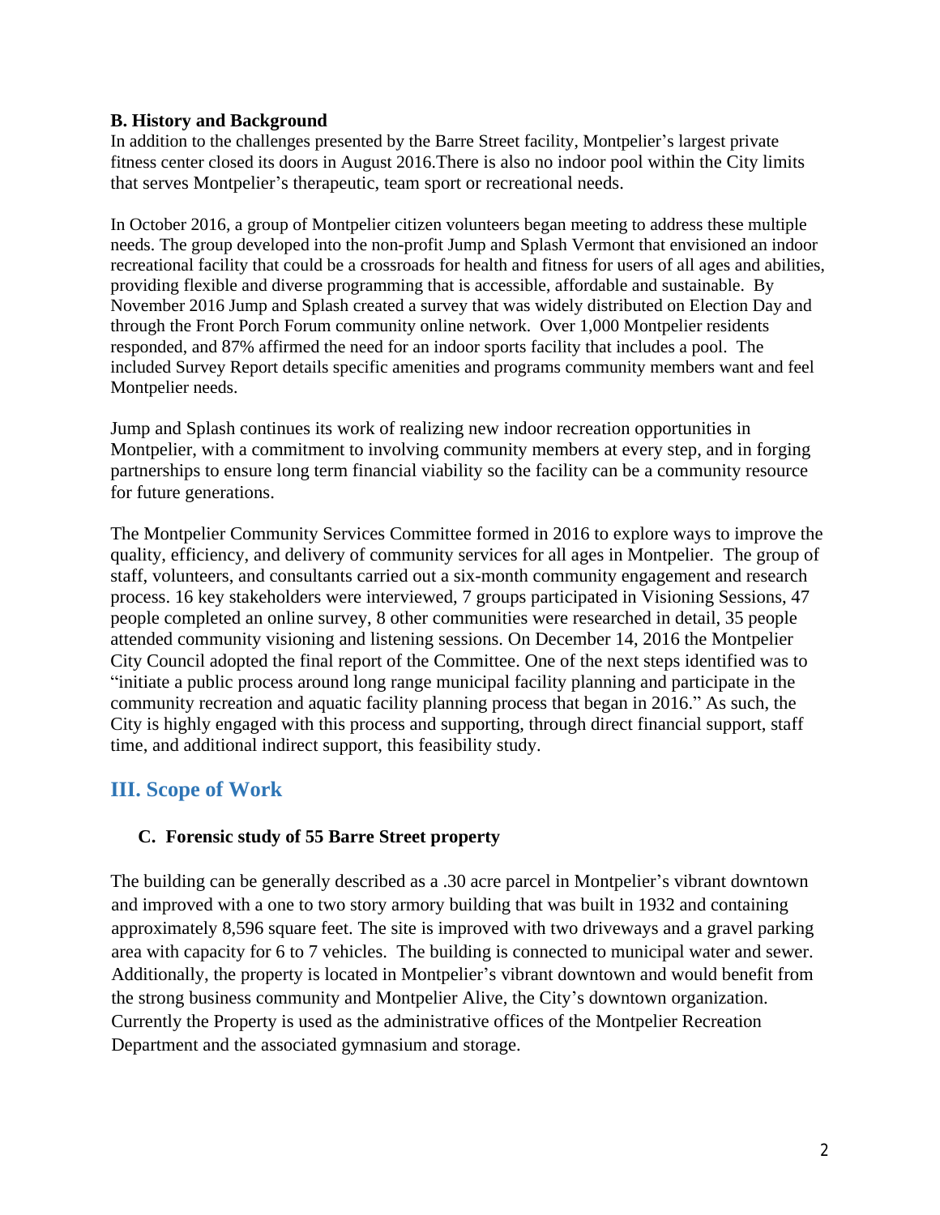**B. History and Background**

In addition to the challenges presented by the Barre Street facility, Montpelier's largest private fitness center closed its doors in August 2016.There is also no indoor pool within the City limits that serves Montpelier's therapeutic, team sport or recreational needs.

In October 2016, a group of Montpelier citizen volunteers began meeting to address these multiple needs. The group developed into the non-profit Jump and Splash Vermont that envisioned an indoor recreational facility that could be a crossroads for health and fitness for users of all ages and abilities, providing flexible and diverse programming that is accessible, affordable and sustainable. By November 2016 Jump and Splash created a survey that was widely distributed on Election Day and through the Front Porch Forum community online network. Over 1,000 Montpelier residents responded, and 87% affirmed the need for an indoor sports facility that includes a pool. The included Survey Report details specific amenities and programs community members want and feel Montpelier needs.

Jump and Splash continues its work of realizing new indoor recreation opportunities in Montpelier, with a commitment to involving community members at every step, and in forging partnerships to ensure long term financial viability so the facility can be a community resource for future generations.

The Montpelier Community Services Committee formed in 2016 to explore ways to improve the quality, efficiency, and delivery of community services for all ages in Montpelier. The group of staff, volunteers, and consultants carried out a six-month community engagement and research process. 16 key stakeholders were interviewed, 7 groups participated in Visioning Sessions, 47 people completed an online survey, 8 other communities were researched in detail, 35 people attended community visioning and listening sessions. On December 14, 2016 the Montpelier City Council adopted the final report of the Committee. One of the next steps identified was to "initiate a public process around long range municipal facility planning and participate in the community recreation and aquatic facility planning process that began in 2016." As such, the City is highly engaged with this process and supporting, through direct financial support, staff time, and additional indirect support, this feasibility study.

## III. Scope of Work

### C. Forensic study of 55 Barre Street property

The building can be generally described as a .30 acre parcel in Montpelier's vibrant downtown and improved with a one to two story armory building that was built in 1932 and containing approximately 8,596 square feet. The site is improved with two driveways and a gravel parking area with capacity for 6 to 7 vehicles. The building is connected to municipal water and sewer. Additionally, the property is located in Montpelier's vibrant downtown and would benefit from the strong business community and Montpelier Alive, the City's downtown organization. Currently the Property is used as the administrative offices of the Montpelier Recreation Department and the associated gymnasium and storage.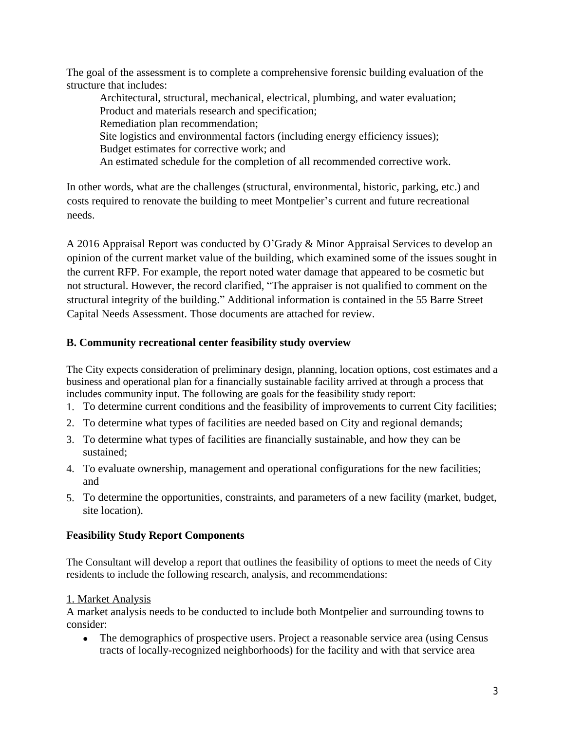The goal of the assessment is to complete a comprehensive forensic building evaluation of the structure that includes:

- Architectural, structural, mechanical, electrical, plumbing, and water evaluation;
- Product and materials research and specification;
- Remediation plan recommendation;
- Site logistics and environmental factors (including energy efficiency issues);
- Budget estimates for corrective work; and
- An estimated schedule for the completion of all recommended corrective work.

In other words, what are the challenges (structural, environmental, historic, parking, etc.) and costs required to renovate the building to meet Montpelier's current and future recreational needs.

A 2016 Appraisal Report was conducted by O'Grady & Minor Appraisal Services to develop an opinion of the current market value of the building, which examined some of the issues sought in the current RFP. For example, the report noted water damage that appeared to be cosmetic but not structural. However, the record clarified, "The appraiser is not qualified to comment on the structural integrity of the building." Additional information is contained in the 55 Barre Street Capital Needs Assessment. Those documents are attached for review.

### B. Community recreational center feasibility study overview

The City expects consideration of preliminary design, planning, location options, cost estimates and a business and operational plan for a financially sustainable facility arrived at through a process that includes community input. The following are goals for the feasibility study report:

1. To determine current conditions and the feasibility of improvements to current City facilities;
2. To determine what types of facilities are needed based on City and regional demands;
3. To determine what types of facilities are financially sustainable, and how they can be sustained;
4. To evaluate ownership, management and operational configurations for the new facilities; and
5. To determine the opportunities, constraints, and parameters of a new facility (market, budget, site location).

### Feasibility Study Report Components

The Consultant will develop a report that outlines the feasibility of options to meet the needs of City residents to include the following research, analysis, and recommendations:

1. Market Analysis

A market analysis needs to be conducted to include both Montpelier and surrounding towns to consider:

- The demographics of prospective users. Project a reasonable service area (using Census tracts of locally-recognized neighborhoods) for the facility and with that service area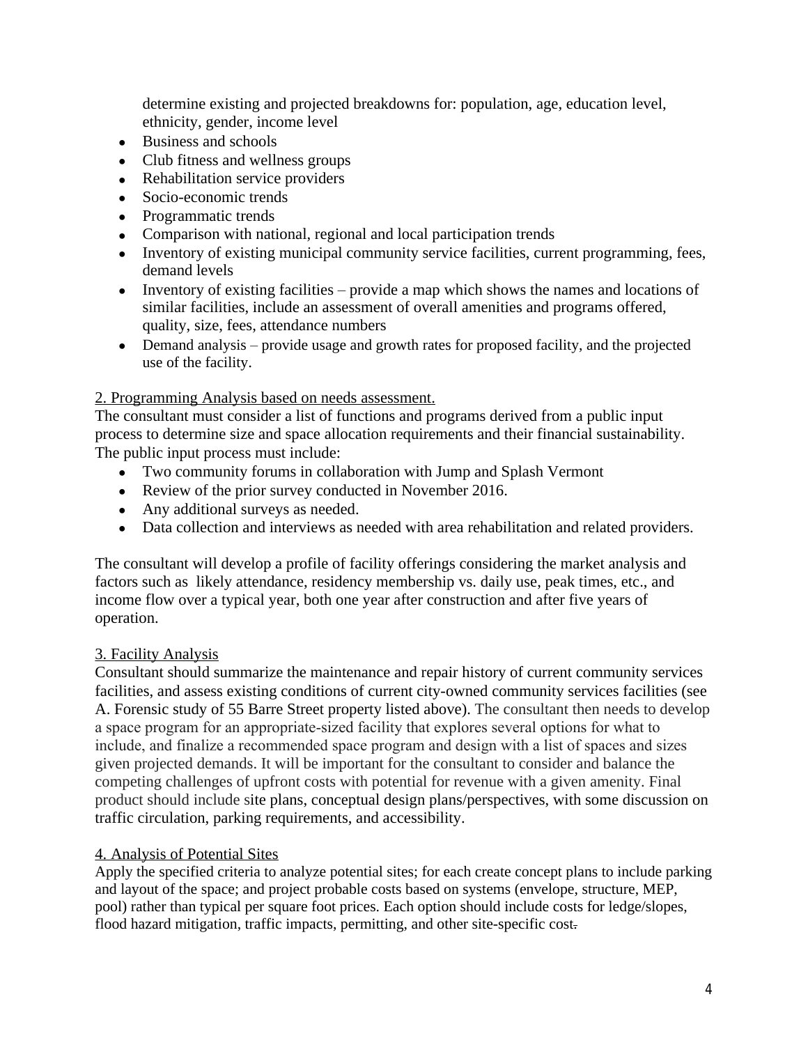determine existing and projected breakdowns for: population, age, education level, ethnicity, gender, income level

- Business and schools
- Club fitness and wellness groups
- Rehabilitation service providers
- Socio-economic trends
- Programmatic trends
- Comparison with national, regional and local participation trends
- Inventory of existing municipal community service facilities, current programming, fees, demand levels
- Inventory of existing facilities – provide a map which shows the names and locations of similar facilities, include an assessment of overall amenities and programs offered, quality, size, fees, attendance numbers
- Demand analysis – provide usage and growth rates for proposed facility, and the projected use of the facility.

2. Programming Analysis based on needs assessment.

The consultant must consider a list of functions and programs derived from a public input process to determine size and space allocation requirements and their financial sustainability. The public input process must include:

- Two community forums in collaboration with Jump and Splash Vermont
- Review of the prior survey conducted in November 2016.
- Any additional surveys as needed.
- Data collection and interviews as needed with area rehabilitation and related providers.

The consultant will develop a profile of facility offerings considering the market analysis and factors such as likely attendance, residency membership vs. daily use, peak times, etc., and income flow over a typical year, both one year after construction and after five years of operation.

3. Facility Analysis

Consultant should summarize the maintenance and repair history of current community services facilities, and assess existing conditions of current city-owned community services facilities (see A. Forensic study of 55 Barre Street property listed above). The consultant then needs to develop a space program for an appropriate-sized facility that explores several options for what to include, and finalize a recommended space program and design with a list of spaces and sizes given projected demands. It will be important for the consultant to consider and balance the competing challenges of upfront costs with potential for revenue with a given amenity. Final product should include site plans, conceptual design plans/perspectives, with some discussion on traffic circulation, parking requirements, and accessibility.

4. Analysis of Potential Sites

Apply the specified criteria to analyze potential sites; for each create concept plans to include parking and layout of the space; and project probable costs based on systems (envelope, structure, MEP, pool) rather than typical per square foot prices. Each option should include costs for ledge/slopes, flood hazard mitigation, traffic impacts, permitting, and other site-specific cost.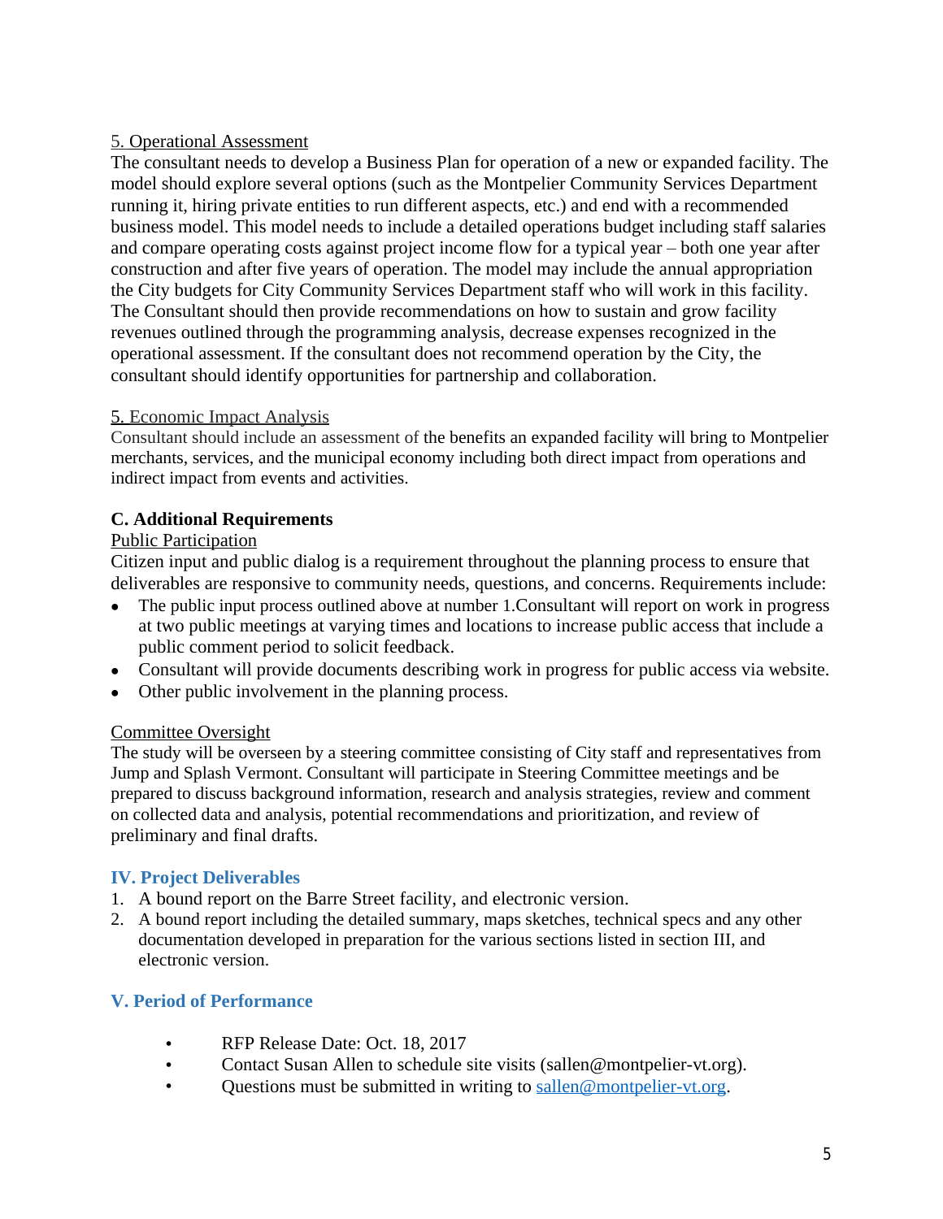5. Operational Assessment

The consultant needs to develop a Business Plan for operation of a new or expanded facility. The model should explore several options (such as the Montpelier Community Services Department running it, hiring private entities to run different aspects, etc.) and end with a recommended business model. This model needs to include a detailed operations budget including staff salaries and compare operating costs against project income flow for a typical year – both one year after construction and after five years of operation. The model may include the annual appropriation the City budgets for City Community Services Department staff who will work in this facility. The Consultant should then provide recommendations on how to sustain and grow facility revenues outlined through the programming analysis, decrease expenses recognized in the operational assessment. If the consultant does not recommend operation by the City, the consultant should identify opportunities for partnership and collaboration.

5. Economic Impact Analysis

Consultant should include an assessment of the benefits an expanded facility will bring to Montpelier merchants, services, and the municipal economy including both direct impact from operations and indirect impact from events and activities.

### C. Additional Requirements

Public Participation

Citizen input and public dialog is a requirement throughout the planning process to ensure that deliverables are responsive to community needs, questions, and concerns. Requirements include:

- The public input process outlined above at number 1.Consultant will report on work in progress at two public meetings at varying times and locations to increase public access that include a public comment period to solicit feedback.
- Consultant will provide documents describing work in progress for public access via website.
- Other public involvement in the planning process.

Committee Oversight

The study will be overseen by a steering committee consisting of City staff and representatives from Jump and Splash Vermont. Consultant will participate in Steering Committee meetings and be prepared to discuss background information, research and analysis strategies, review and comment on collected data and analysis, potential recommendations and prioritization, and review of preliminary and final drafts.

## IV. Project Deliverables

1. A bound report on the Barre Street facility, and electronic version.
2. A bound report including the detailed summary, maps sketches, technical specs and any other documentation developed in preparation for the various sections listed in section III, and electronic version.

## V. Period of Performance

- RFP Release Date: Oct. 18, 2017
- Contact Susan Allen to schedule site visits (sallen@montpelier-vt.org).
- Questions must be submitted in writing to sallen@montpelier-vt.org.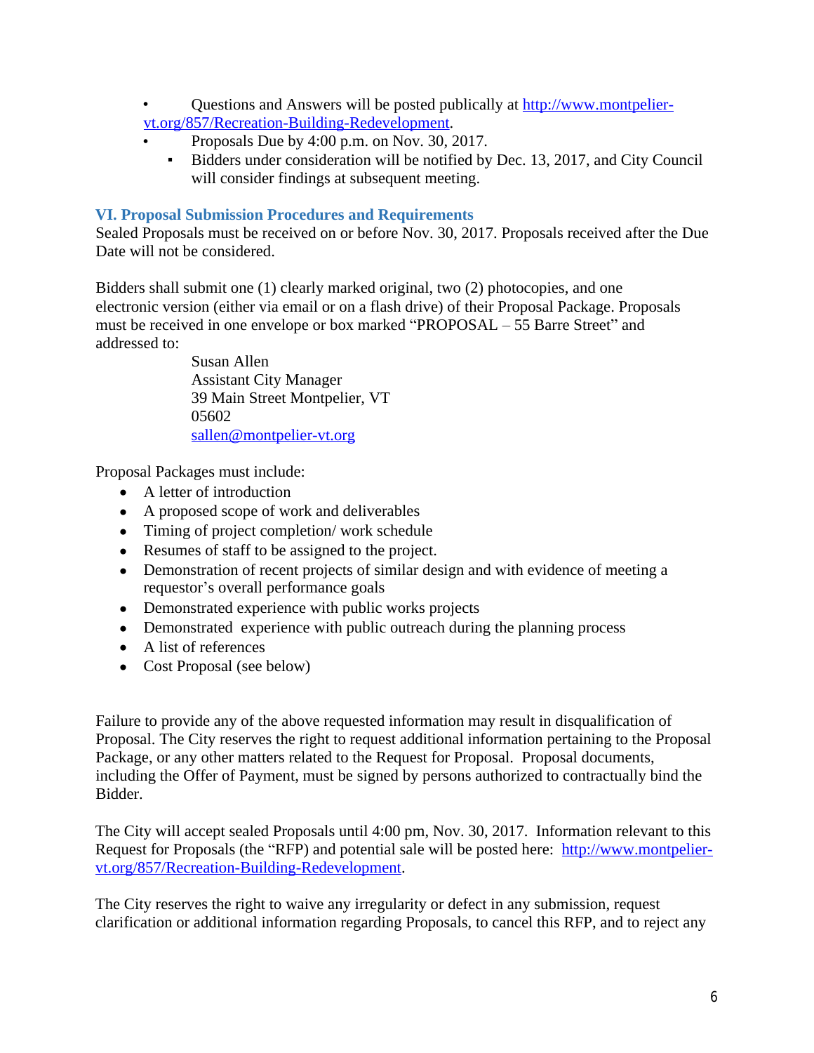- Questions and Answers will be posted publically at http://www.montpelier-vt.org/857/Recreation-Building-Redevelopment.
- Proposals Due by 4:00 p.m. on Nov. 30, 2017.
  - Bidders under consideration will be notified by Dec. 13, 2017, and City Council will consider findings at subsequent meeting.

## VI. Proposal Submission Procedures and Requirements

Sealed Proposals must be received on or before Nov. 30, 2017. Proposals received after the Due Date will not be considered.

Bidders shall submit one (1) clearly marked original, two (2) photocopies, and one electronic version (either via email or on a flash drive) of their Proposal Package. Proposals must be received in one envelope or box marked "PROPOSAL – 55 Barre Street" and addressed to:

> Susan Allen
> Assistant City Manager
> 39 Main Street Montpelier, VT
> 05602
> sallen@montpelier-vt.org

Proposal Packages must include:

- A letter of introduction
- A proposed scope of work and deliverables
- Timing of project completion/ work schedule
- Resumes of staff to be assigned to the project.
- Demonstration of recent projects of similar design and with evidence of meeting a requestor's overall performance goals
- Demonstrated experience with public works projects
- Demonstrated experience with public outreach during the planning process
- A list of references
- Cost Proposal (see below)

Failure to provide any of the above requested information may result in disqualification of Proposal. The City reserves the right to request additional information pertaining to the Proposal Package, or any other matters related to the Request for Proposal. Proposal documents, including the Offer of Payment, must be signed by persons authorized to contractually bind the Bidder.

The City will accept sealed Proposals until 4:00 pm, Nov. 30, 2017. Information relevant to this Request for Proposals (the "RFP) and potential sale will be posted here: http://www.montpelier-vt.org/857/Recreation-Building-Redevelopment.

The City reserves the right to waive any irregularity or defect in any submission, request clarification or additional information regarding Proposals, to cancel this RFP, and to reject any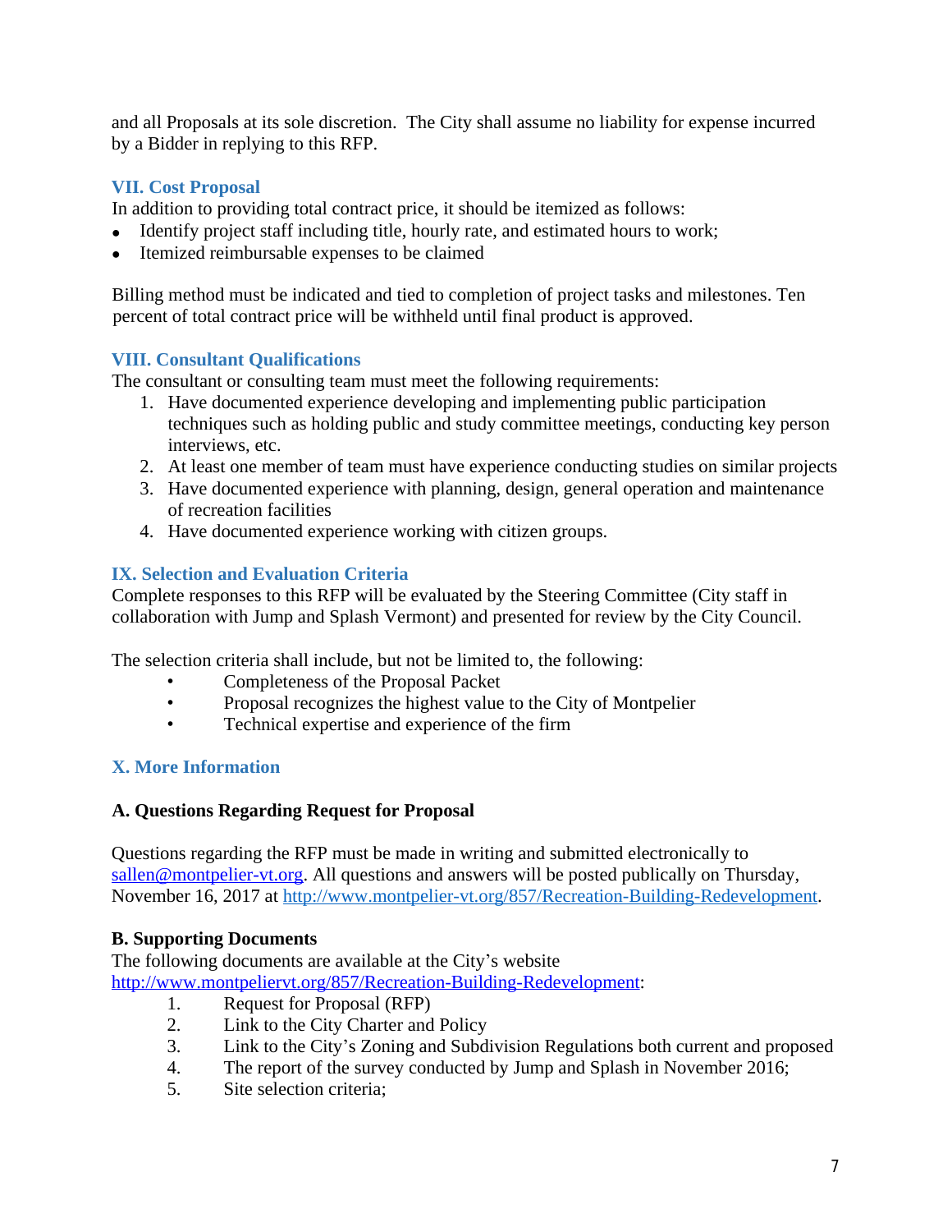and all Proposals at its sole discretion. The City shall assume no liability for expense incurred by a Bidder in replying to this RFP.

## VII. Cost Proposal

In addition to providing total contract price, it should be itemized as follows:

- Identify project staff including title, hourly rate, and estimated hours to work;
- Itemized reimbursable expenses to be claimed

Billing method must be indicated and tied to completion of project tasks and milestones. Ten percent of total contract price will be withheld until final product is approved.

## VIII. Consultant Qualifications

The consultant or consulting team must meet the following requirements:

1. Have documented experience developing and implementing public participation techniques such as holding public and study committee meetings, conducting key person interviews, etc.
2. At least one member of team must have experience conducting studies on similar projects
3. Have documented experience with planning, design, general operation and maintenance of recreation facilities
4. Have documented experience working with citizen groups.

## IX. Selection and Evaluation Criteria

Complete responses to this RFP will be evaluated by the Steering Committee (City staff in collaboration with Jump and Splash Vermont) and presented for review by the City Council.

The selection criteria shall include, but not be limited to, the following:

- Completeness of the Proposal Packet
- Proposal recognizes the highest value to the City of Montpelier
- Technical expertise and experience of the firm

## X. More Information

### A. Questions Regarding Request for Proposal

Questions regarding the RFP must be made in writing and submitted electronically to sallen@montpelier-vt.org. All questions and answers will be posted publically on Thursday, November 16, 2017 at http://www.montpelier-vt.org/857/Recreation-Building-Redevelopment.

### B. Supporting Documents

The following documents are available at the City's website http://www.montpeliervt.org/857/Recreation-Building-Redevelopment:

1. Request for Proposal (RFP)
2. Link to the City Charter and Policy
3. Link to the City's Zoning and Subdivision Regulations both current and proposed
4. The report of the survey conducted by Jump and Splash in November 2016;
5. Site selection criteria;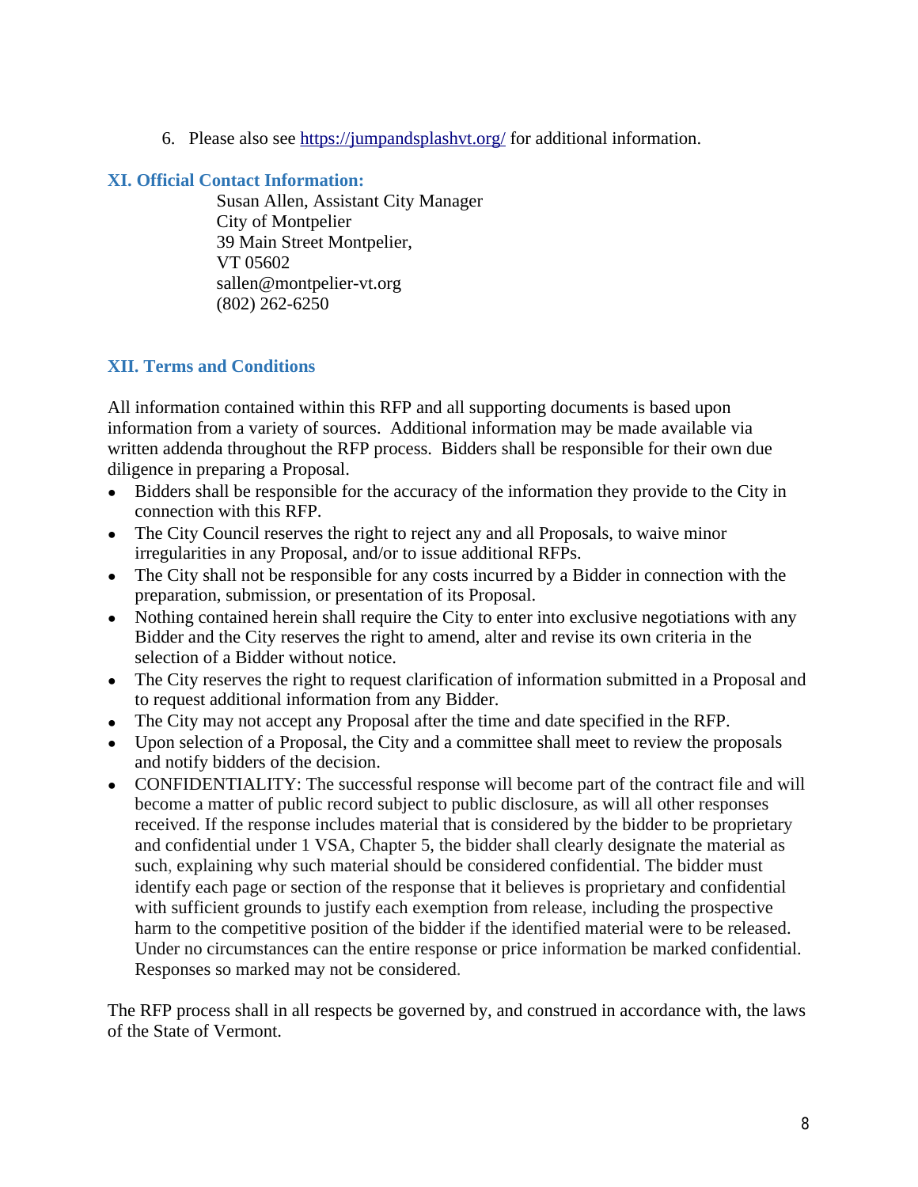6. Please also see [https://jumpandsplashvt.org/](https://jumpandsplashvt.org/) for additional information.

## XI. Official Contact Information:

Susan Allen, Assistant City Manager
City of Montpelier
39 Main Street Montpelier,
VT 05602
sallen@montpelier-vt.org
(802) 262-6250

## XII. Terms and Conditions

All information contained within this RFP and all supporting documents is based upon information from a variety of sources. Additional information may be made available via written addenda throughout the RFP process. Bidders shall be responsible for their own due diligence in preparing a Proposal.

- Bidders shall be responsible for the accuracy of the information they provide to the City in connection with this RFP.
- The City Council reserves the right to reject any and all Proposals, to waive minor irregularities in any Proposal, and/or to issue additional RFPs.
- The City shall not be responsible for any costs incurred by a Bidder in connection with the preparation, submission, or presentation of its Proposal.
- Nothing contained herein shall require the City to enter into exclusive negotiations with any Bidder and the City reserves the right to amend, alter and revise its own criteria in the selection of a Bidder without notice.
- The City reserves the right to request clarification of information submitted in a Proposal and to request additional information from any Bidder.
- The City may not accept any Proposal after the time and date specified in the RFP.
- Upon selection of a Proposal, the City and a committee shall meet to review the proposals and notify bidders of the decision.
- CONFIDENTIALITY: The successful response will become part of the contract file and will become a matter of public record subject to public disclosure, as will all other responses received. If the response includes material that is considered by the bidder to be proprietary and confidential under 1 VSA, Chapter 5, the bidder shall clearly designate the material as such, explaining why such material should be considered confidential. The bidder must identify each page or section of the response that it believes is proprietary and confidential with sufficient grounds to justify each exemption from release, including the prospective harm to the competitive position of the bidder if the identified material were to be released. Under no circumstances can the entire response or price information be marked confidential. Responses so marked may not be considered.

The RFP process shall in all respects be governed by, and construed in accordance with, the laws of the State of Vermont.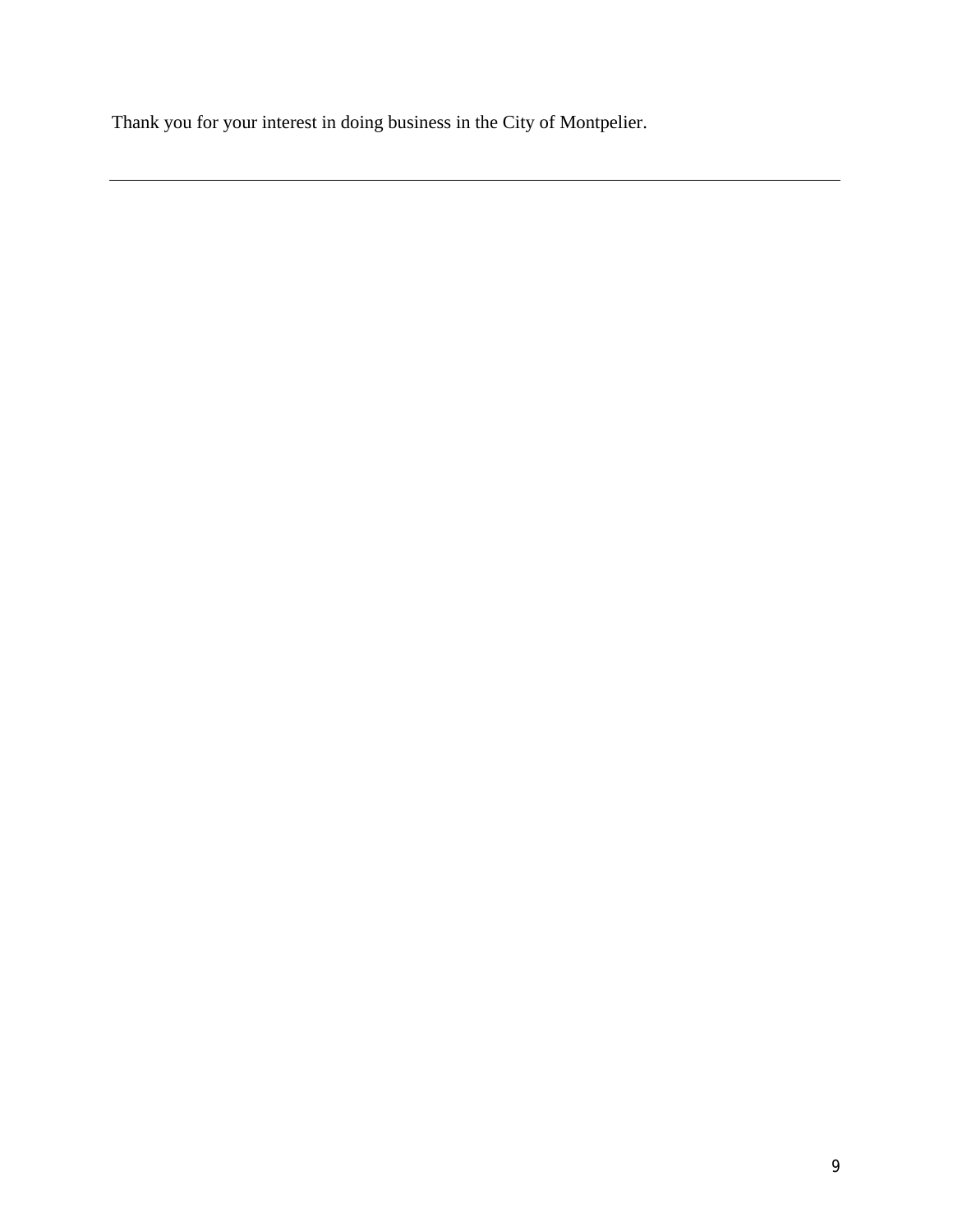Thank you for your interest in doing business in the City of Montpelier.

---